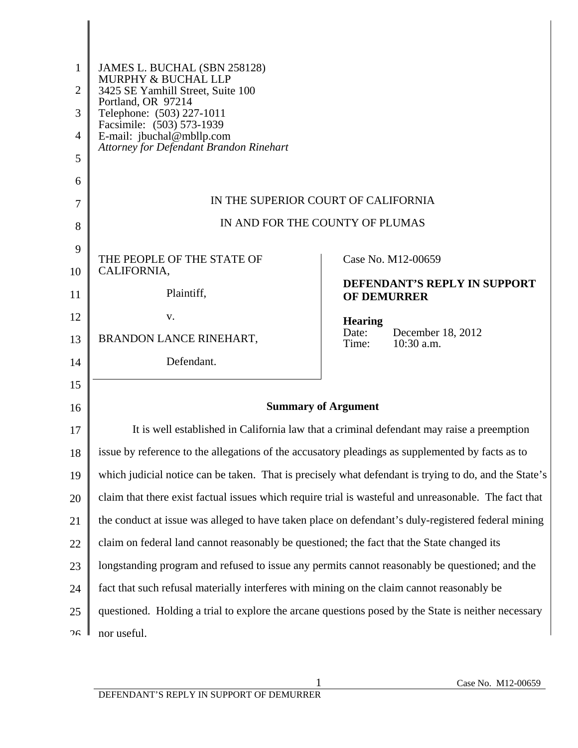JAMES L. BUCHAL (SBN 258128)
MURPHY & BUCHAL LLP
3425 SE Yamhill Street, Suite 100
Portland, OR 97214
Telephone: (503) 227-1011
Facsimile: (503) 573-1939
E-mail: jbuchal@mbllp.com
*Attorney for Defendant Brandon Rinehart*

IN THE SUPERIOR COURT OF CALIFORNIA

IN AND FOR THE COUNTY OF PLUMAS

| | |
|---|---|
| THE PEOPLE OF THE STATE OF CALIFORNIA,<br><br>Plaintiff,<br><br>v.<br><br>BRANDON LANCE RINEHART,<br><br>Defendant. | Case No. M12-00659<br><br>**DEFENDANT'S REPLY IN SUPPORT OF DEMURRER**<br><br>**Hearing**<br>Date: December 18, 2012<br>Time: 10:30 a.m. |

## Summary of Argument

It is well established in California law that a criminal defendant may raise a preemption issue by reference to the allegations of the accusatory pleadings as supplemented by facts as to which judicial notice can be taken. That is precisely what defendant is trying to do, and the State's claim that there exist factual issues which require trial is wasteful and unreasonable. The fact that the conduct at issue was alleged to have taken place on defendant's duly-registered federal mining claim on federal land cannot reasonably be questioned; the fact that the State changed its longstanding program and refused to issue any permits cannot reasonably be questioned; and the fact that such refusal materially interferes with mining on the claim cannot reasonably be questioned. Holding a trial to explore the arcane questions posed by the State is neither necessary nor useful.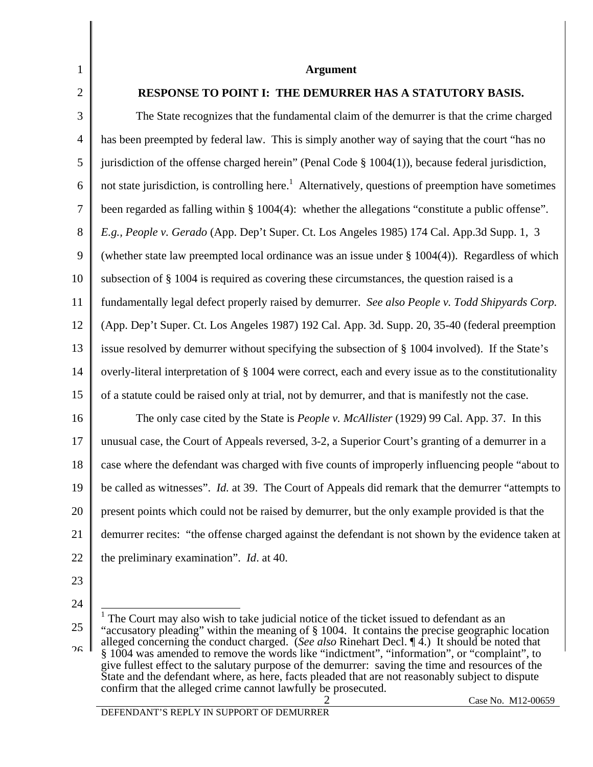## Argument

### RESPONSE TO POINT I: THE DEMURRER HAS A STATUTORY BASIS.

The State recognizes that the fundamental claim of the demurrer is that the crime charged has been preempted by federal law. This is simply another way of saying that the court "has no jurisdiction of the offense charged herein" (Penal Code § 1004(1)), because federal jurisdiction, not state jurisdiction, is controlling here.[1] Alternatively, questions of preemption have sometimes been regarded as falling within § 1004(4): whether the allegations "constitute a public offense". *E.g., People v. Gerado* (App. Dep't Super. Ct. Los Angeles 1985) 174 Cal. App.3d Supp. 1, 3 (whether state law preempted local ordinance was an issue under § 1004(4)). Regardless of which subsection of § 1004 is required as covering these circumstances, the question raised is a fundamentally legal defect properly raised by demurrer. *See also People v. Todd Shipyards Corp.* (App. Dep't Super. Ct. Los Angeles 1987) 192 Cal. App. 3d. Supp. 20, 35-40 (federal preemption issue resolved by demurrer without specifying the subsection of § 1004 involved). If the State's overly-literal interpretation of § 1004 were correct, each and every issue as to the constitutionality of a statute could be raised only at trial, not by demurrer, and that is manifestly not the case.

The only case cited by the State is *People v. McAllister* (1929) 99 Cal. App. 37. In this unusual case, the Court of Appeals reversed, 3-2, a Superior Court's granting of a demurrer in a case where the defendant was charged with five counts of improperly influencing people "about to be called as witnesses". *Id.* at 39. The Court of Appeals did remark that the demurrer "attempts to present points which could not be raised by demurrer, but the only example provided is that the demurrer recites: "the offense charged against the defendant is not shown by the evidence taken at the preliminary examination". *Id*. at 40.

[1] The Court may also wish to take judicial notice of the ticket issued to defendant as an "accusatory pleading" within the meaning of § 1004. It contains the precise geographic location alleged concerning the conduct charged. (*See also* Rinehart Decl. ¶ 4.) It should be noted that § 1004 was amended to remove the words like "indictment", "information", or "complaint", to give fullest effect to the salutary purpose of the demurrer: saving the time and resources of the State and the defendant where, as here, facts pleaded that are not reasonably subject to dispute confirm that the alleged crime cannot lawfully be prosecuted.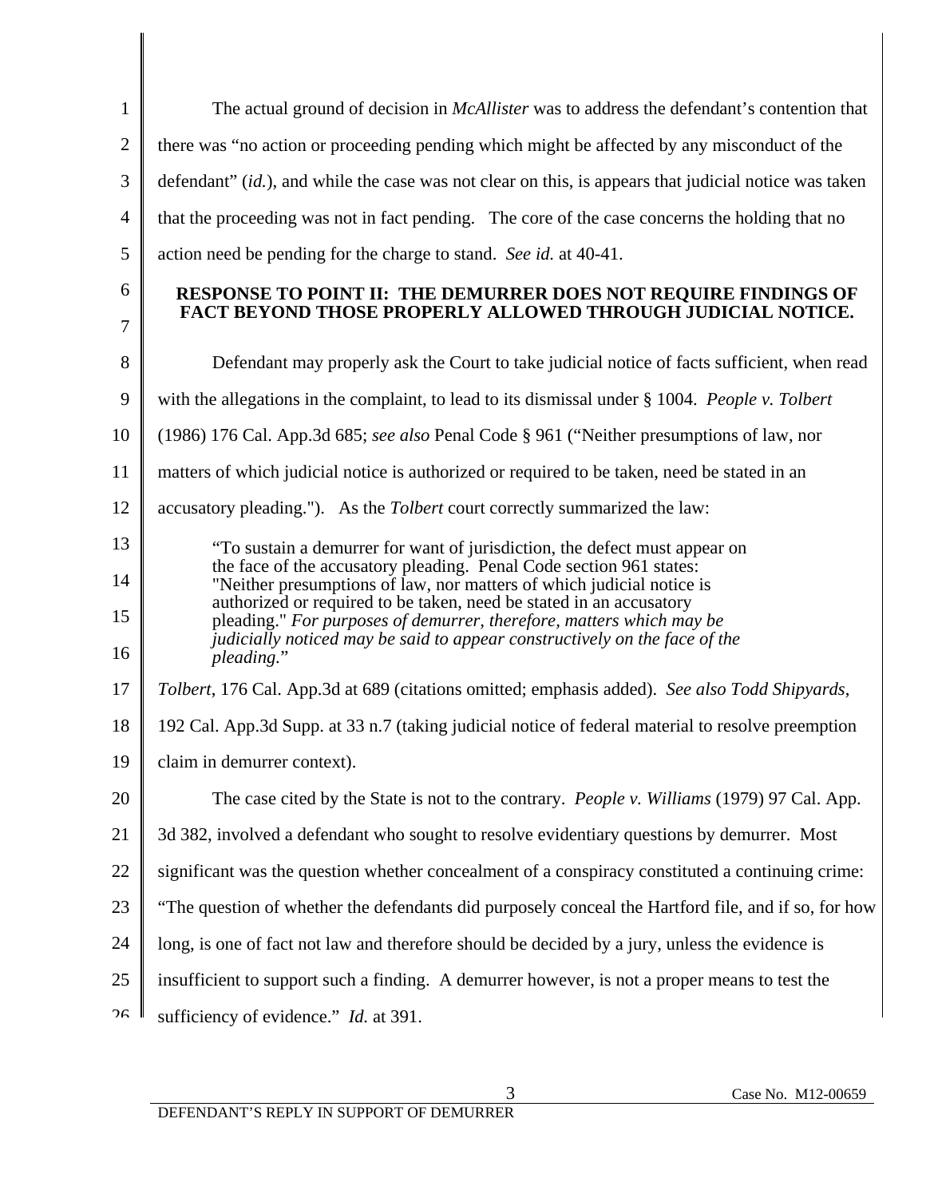The actual ground of decision in *McAllister* was to address the defendant's contention that there was "no action or proceeding pending which might be affected by any misconduct of the defendant" (*id.*), and while the case was not clear on this, is appears that judicial notice was taken that the proceeding was not in fact pending. The core of the case concerns the holding that no action need be pending for the charge to stand. *See id.* at 40-41.

**RESPONSE TO POINT II: THE DEMURRER DOES NOT REQUIRE FINDINGS OF FACT BEYOND THOSE PROPERLY ALLOWED THROUGH JUDICIAL NOTICE.**

Defendant may properly ask the Court to take judicial notice of facts sufficient, when read with the allegations in the complaint, to lead to its dismissal under § 1004. *People v. Tolbert* (1986) 176 Cal. App.3d 685; *see also* Penal Code § 961 ("Neither presumptions of law, nor matters of which judicial notice is authorized or required to be taken, need be stated in an accusatory pleading."). As the *Tolbert* court correctly summarized the law:

> "To sustain a demurrer for want of jurisdiction, the defect must appear on the face of the accusatory pleading. Penal Code section 961 states: "Neither presumptions of law, nor matters of which judicial notice is authorized or required to be taken, need be stated in an accusatory pleading." *For purposes of demurrer, therefore, matters which may be judicially noticed may be said to appear constructively on the face of the pleading.*"

*Tolbert*, 176 Cal. App.3d at 689 (citations omitted; emphasis added). *See also Todd Shipyards*, 192 Cal. App.3d Supp. at 33 n.7 (taking judicial notice of federal material to resolve preemption claim in demurrer context).

The case cited by the State is not to the contrary. *People v. Williams* (1979) 97 Cal. App. 3d 382, involved a defendant who sought to resolve evidentiary questions by demurrer. Most significant was the question whether concealment of a conspiracy constituted a continuing crime: "The question of whether the defendants did purposely conceal the Hartford file, and if so, for how long, is one of fact not law and therefore should be decided by a jury, unless the evidence is insufficient to support such a finding. A demurrer however, is not a proper means to test the sufficiency of evidence." *Id.* at 391.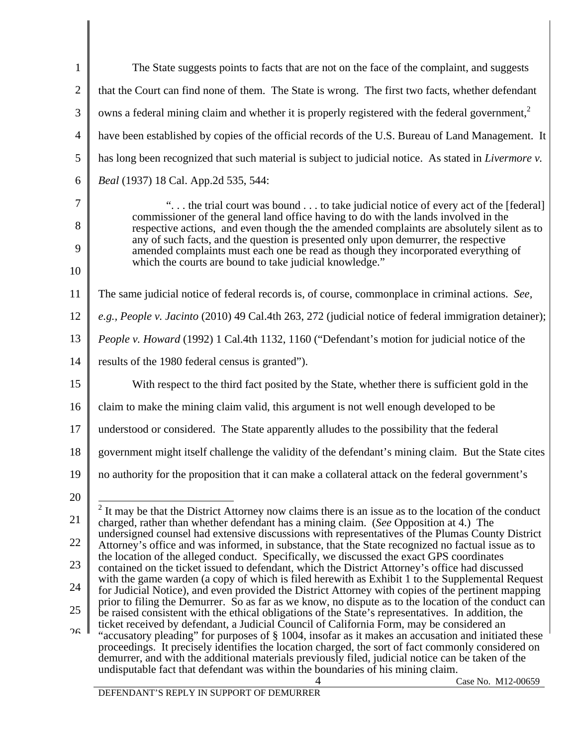The State suggests points to facts that are not on the face of the complaint, and suggests that the Court can find none of them. The State is wrong. The first two facts, whether defendant owns a federal mining claim and whether it is properly registered with the federal government,[2] have been established by copies of the official records of the U.S. Bureau of Land Management. It has long been recognized that such material is subject to judicial notice. As stated in *Livermore v. Beal* (1937) 18 Cal. App.2d 535, 544:

> ". . . the trial court was bound . . . to take judicial notice of every act of the [federal] commissioner of the general land office having to do with the lands involved in the respective actions, and even though the the amended complaints are absolutely silent as to any of such facts, and the question is presented only upon demurrer, the respective amended complaints must each one be read as though they incorporated everything of which the courts are bound to take judicial knowledge."

The same judicial notice of federal records is, of course, commonplace in criminal actions. *See, e.g., People v. Jacinto* (2010) 49 Cal.4th 263, 272 (judicial notice of federal immigration detainer); *People v. Howard* (1992) 1 Cal.4th 1132, 1160 ("Defendant's motion for judicial notice of the results of the 1980 federal census is granted").

With respect to the third fact posited by the State, whether there is sufficient gold in the claim to make the mining claim valid, this argument is not well enough developed to be understood or considered. The State apparently alludes to the possibility that the federal government might itself challenge the validity of the defendant's mining claim. But the State cites no authority for the proposition that it can make a collateral attack on the federal government's

---

[2] It may be that the District Attorney now claims there is an issue as to the location of the conduct charged, rather than whether defendant has a mining claim. (*See* Opposition at 4.) The undersigned counsel had extensive discussions with representatives of the Plumas County District Attorney's office and was informed, in substance, that the State recognized no factual issue as to the location of the alleged conduct. Specifically, we discussed the exact GPS coordinates contained on the ticket issued to defendant, which the District Attorney's office had discussed with the game warden (a copy of which is filed herewith as Exhibit 1 to the Supplemental Request for Judicial Notice), and even provided the District Attorney with copies of the pertinent mapping prior to filing the Demurrer. So as far as we know, no dispute as to the location of the conduct can be raised consistent with the ethical obligations of the State's representatives. In addition, the ticket received by defendant, a Judicial Council of California Form, may be considered an "accusatory pleading" for purposes of § 1004, insofar as it makes an accusation and initiated these proceedings. It precisely identifies the location charged, the sort of fact commonly considered on demurrer, and with the additional materials previously filed, judicial notice can be taken of the undisputable fact that defendant was within the boundaries of his mining claim.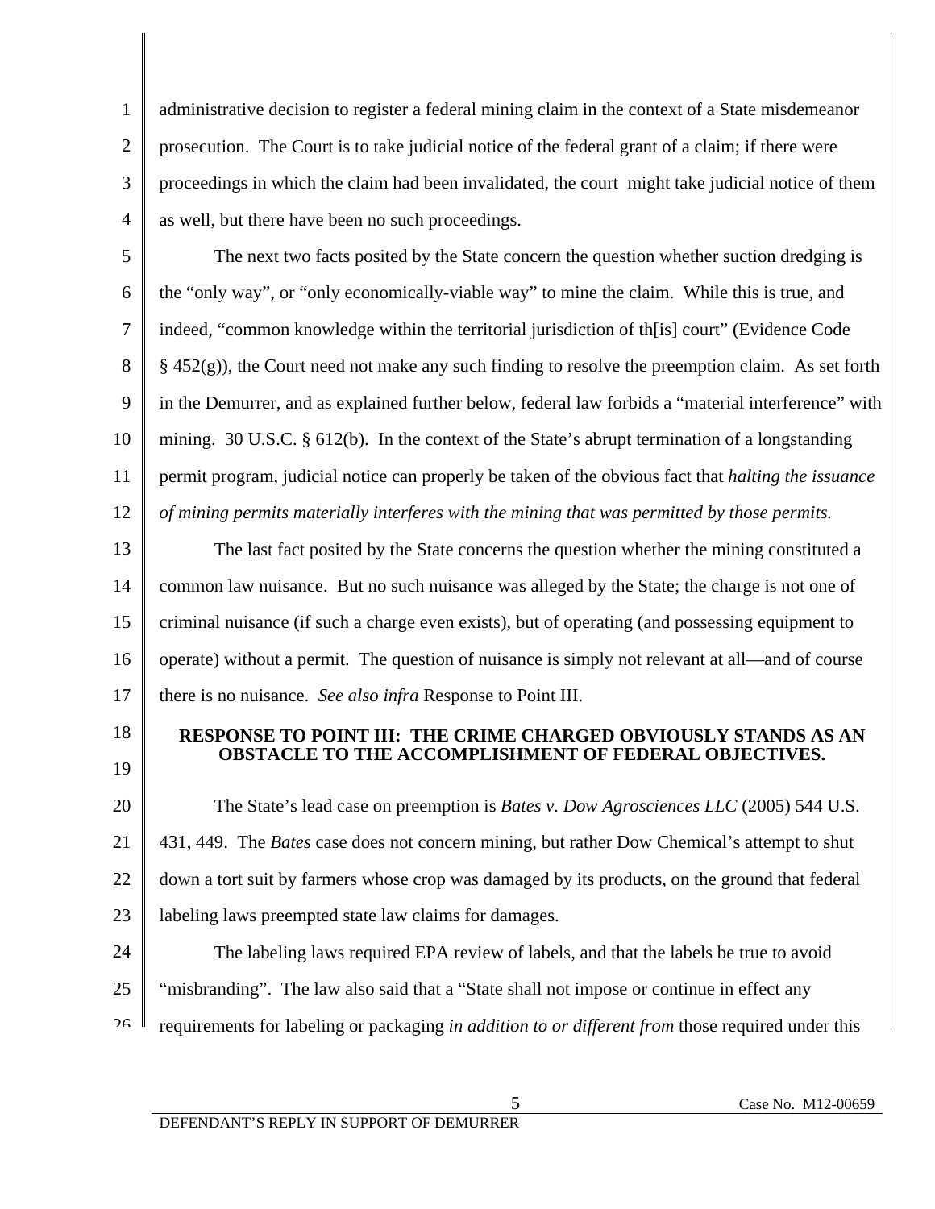administrative decision to register a federal mining claim in the context of a State misdemeanor prosecution. The Court is to take judicial notice of the federal grant of a claim; if there were proceedings in which the claim had been invalidated, the court might take judicial notice of them as well, but there have been no such proceedings.

The next two facts posited by the State concern the question whether suction dredging is the "only way", or "only economically-viable way" to mine the claim. While this is true, and indeed, "common knowledge within the territorial jurisdiction of th[is] court" (Evidence Code § 452(g)), the Court need not make any such finding to resolve the preemption claim. As set forth in the Demurrer, and as explained further below, federal law forbids a "material interference" with mining. 30 U.S.C. § 612(b). In the context of the State's abrupt termination of a longstanding permit program, judicial notice can properly be taken of the obvious fact that *halting the issuance of mining permits materially interferes with the mining that was permitted by those permits.*

The last fact posited by the State concerns the question whether the mining constituted a common law nuisance. But no such nuisance was alleged by the State; the charge is not one of criminal nuisance (if such a charge even exists), but of operating (and possessing equipment to operate) without a permit. The question of nuisance is simply not relevant at all—and of course there is no nuisance. *See also infra* Response to Point III.

## RESPONSE TO POINT III: THE CRIME CHARGED OBVIOUSLY STANDS AS AN OBSTACLE TO THE ACCOMPLISHMENT OF FEDERAL OBJECTIVES.

The State's lead case on preemption is *Bates v. Dow Agrosciences LLC* (2005) 544 U.S. 431, 449. The *Bates* case does not concern mining, but rather Dow Chemical's attempt to shut down a tort suit by farmers whose crop was damaged by its products, on the ground that federal labeling laws preempted state law claims for damages.

The labeling laws required EPA review of labels, and that the labels be true to avoid "misbranding". The law also said that a "State shall not impose or continue in effect any requirements for labeling or packaging *in addition to or different from* those required under this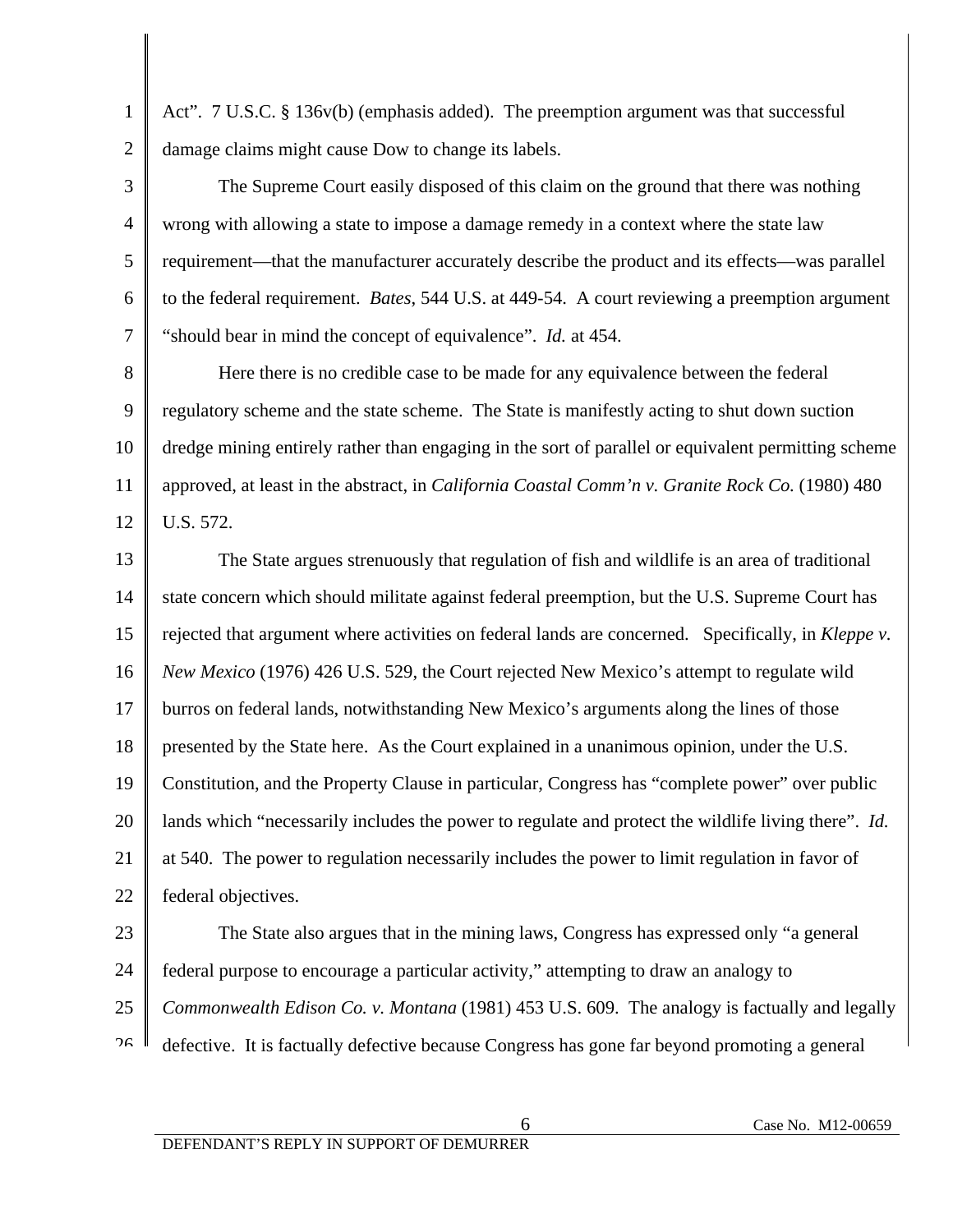Act". 7 U.S.C. § 136v(b) (emphasis added). The preemption argument was that successful damage claims might cause Dow to change its labels.

The Supreme Court easily disposed of this claim on the ground that there was nothing wrong with allowing a state to impose a damage remedy in a context where the state law requirement—that the manufacturer accurately describe the product and its effects—was parallel to the federal requirement. *Bates*, 544 U.S. at 449-54. A court reviewing a preemption argument "should bear in mind the concept of equivalence". *Id.* at 454.

Here there is no credible case to be made for any equivalence between the federal regulatory scheme and the state scheme. The State is manifestly acting to shut down suction dredge mining entirely rather than engaging in the sort of parallel or equivalent permitting scheme approved, at least in the abstract, in *California Coastal Comm'n v. Granite Rock Co.* (1980) 480 U.S. 572.

The State argues strenuously that regulation of fish and wildlife is an area of traditional state concern which should militate against federal preemption, but the U.S. Supreme Court has rejected that argument where activities on federal lands are concerned. Specifically, in *Kleppe v. New Mexico* (1976) 426 U.S. 529, the Court rejected New Mexico's attempt to regulate wild burros on federal lands, notwithstanding New Mexico's arguments along the lines of those presented by the State here. As the Court explained in a unanimous opinion, under the U.S. Constitution, and the Property Clause in particular, Congress has "complete power" over public lands which "necessarily includes the power to regulate and protect the wildlife living there". *Id.* at 540. The power to regulation necessarily includes the power to limit regulation in favor of federal objectives.

The State also argues that in the mining laws, Congress has expressed only "a general federal purpose to encourage a particular activity," attempting to draw an analogy to *Commonwealth Edison Co. v. Montana* (1981) 453 U.S. 609. The analogy is factually and legally defective. It is factually defective because Congress has gone far beyond promoting a general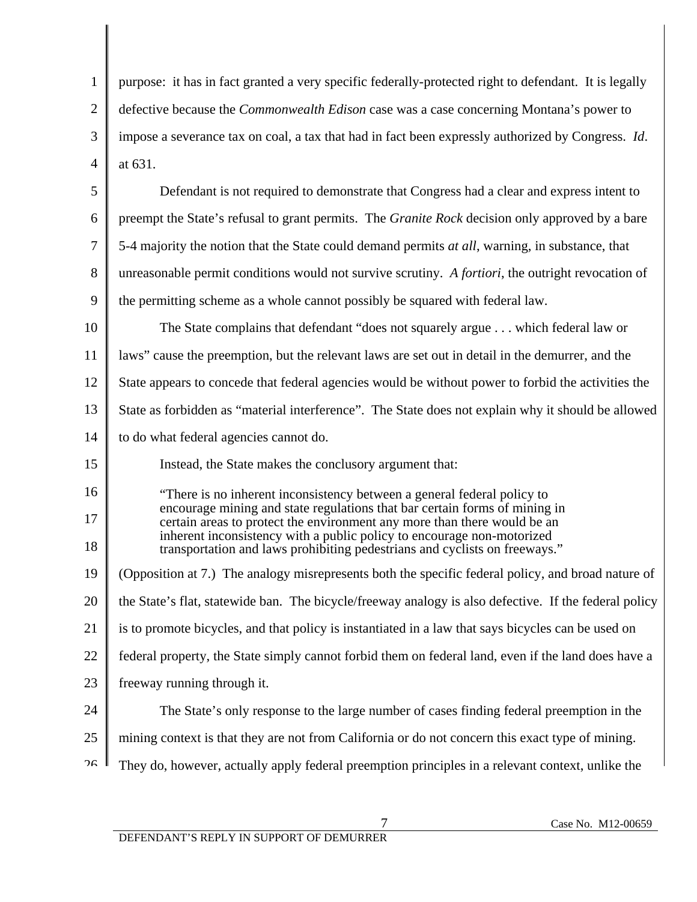purpose: it has in fact granted a very specific federally-protected right to defendant. It is legally defective because the *Commonwealth Edison* case was a case concerning Montana's power to impose a severance tax on coal, a tax that had in fact been expressly authorized by Congress. *Id*. at 631.

Defendant is not required to demonstrate that Congress had a clear and express intent to preempt the State's refusal to grant permits. The *Granite Rock* decision only approved by a bare 5-4 majority the notion that the State could demand permits *at all*, warning, in substance, that unreasonable permit conditions would not survive scrutiny. *A fortiori*, the outright revocation of the permitting scheme as a whole cannot possibly be squared with federal law.

The State complains that defendant "does not squarely argue . . . which federal law or laws" cause the preemption, but the relevant laws are set out in detail in the demurrer, and the State appears to concede that federal agencies would be without power to forbid the activities the State as forbidden as "material interference". The State does not explain why it should be allowed to do what federal agencies cannot do.

Instead, the State makes the conclusory argument that:

> "There is no inherent inconsistency between a general federal policy to encourage mining and state regulations that bar certain forms of mining in certain areas to protect the environment any more than there would be an inherent inconsistency with a public policy to encourage non-motorized transportation and laws prohibiting pedestrians and cyclists on freeways."

(Opposition at 7.) The analogy misrepresents both the specific federal policy, and broad nature of the State's flat, statewide ban. The bicycle/freeway analogy is also defective. If the federal policy is to promote bicycles, and that policy is instantiated in a law that says bicycles can be used on federal property, the State simply cannot forbid them on federal land, even if the land does have a freeway running through it.

The State's only response to the large number of cases finding federal preemption in the mining context is that they are not from California or do not concern this exact type of mining. They do, however, actually apply federal preemption principles in a relevant context, unlike the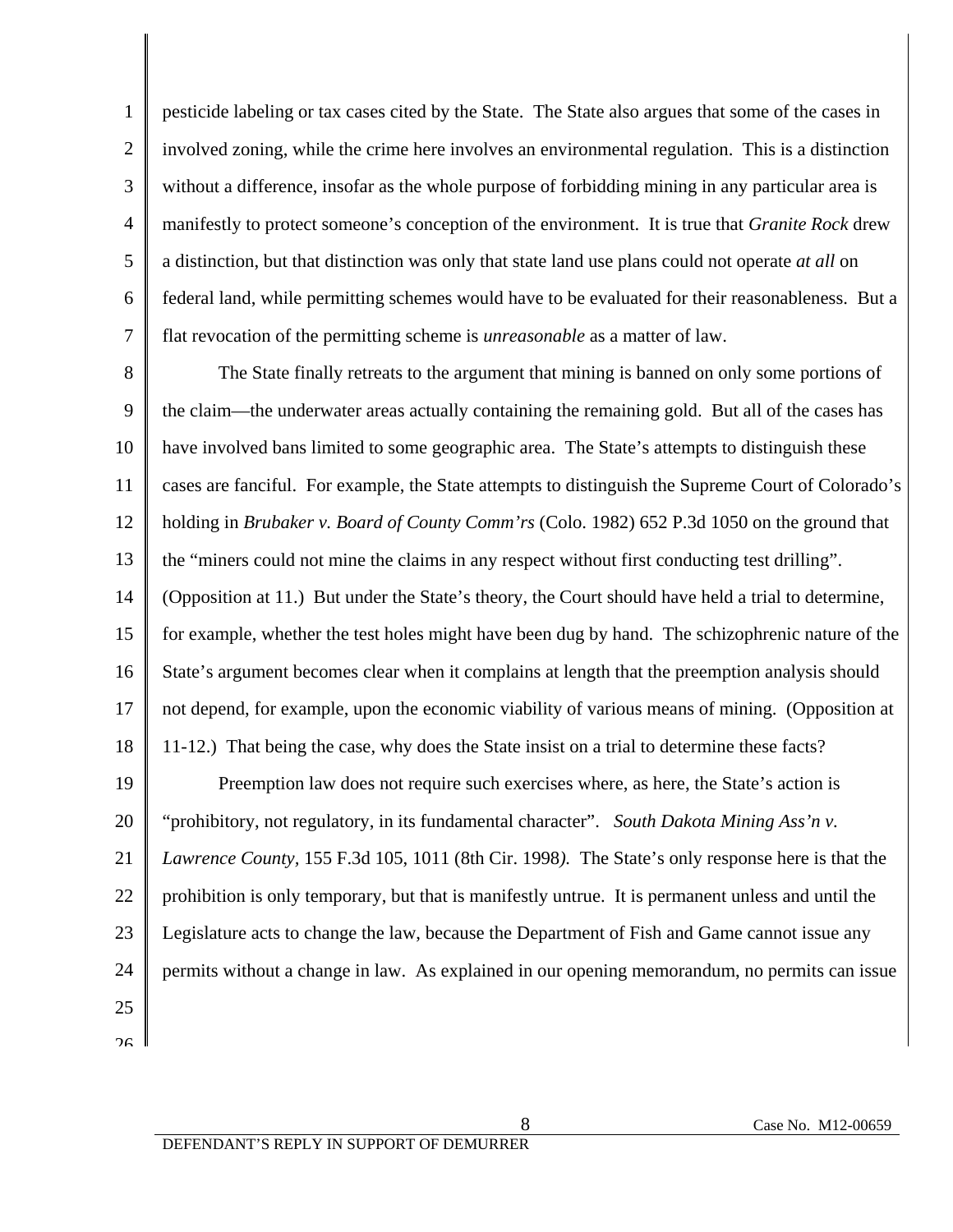pesticide labeling or tax cases cited by the State. The State also argues that some of the cases in involved zoning, while the crime here involves an environmental regulation. This is a distinction without a difference, insofar as the whole purpose of forbidding mining in any particular area is manifestly to protect someone's conception of the environment. It is true that *Granite Rock* drew a distinction, but that distinction was only that state land use plans could not operate *at all* on federal land, while permitting schemes would have to be evaluated for their reasonableness. But a flat revocation of the permitting scheme is *unreasonable* as a matter of law.

The State finally retreats to the argument that mining is banned on only some portions of the claim—the underwater areas actually containing the remaining gold. But all of the cases has have involved bans limited to some geographic area. The State's attempts to distinguish these cases are fanciful. For example, the State attempts to distinguish the Supreme Court of Colorado's holding in *Brubaker v. Board of County Comm'rs* (Colo. 1982) 652 P.3d 1050 on the ground that the "miners could not mine the claims in any respect without first conducting test drilling". (Opposition at 11.) But under the State's theory, the Court should have held a trial to determine, for example, whether the test holes might have been dug by hand. The schizophrenic nature of the State's argument becomes clear when it complains at length that the preemption analysis should not depend, for example, upon the economic viability of various means of mining. (Opposition at 11-12.) That being the case, why does the State insist on a trial to determine these facts?

Preemption law does not require such exercises where, as here, the State's action is "prohibitory, not regulatory, in its fundamental character". *South Dakota Mining Ass'n v. Lawrence County*, 155 F.3d 105, 1011 (8th Cir. 1998). The State's only response here is that the prohibition is only temporary, but that is manifestly untrue. It is permanent unless and until the Legislature acts to change the law, because the Department of Fish and Game cannot issue any permits without a change in law. As explained in our opening memorandum, no permits can issue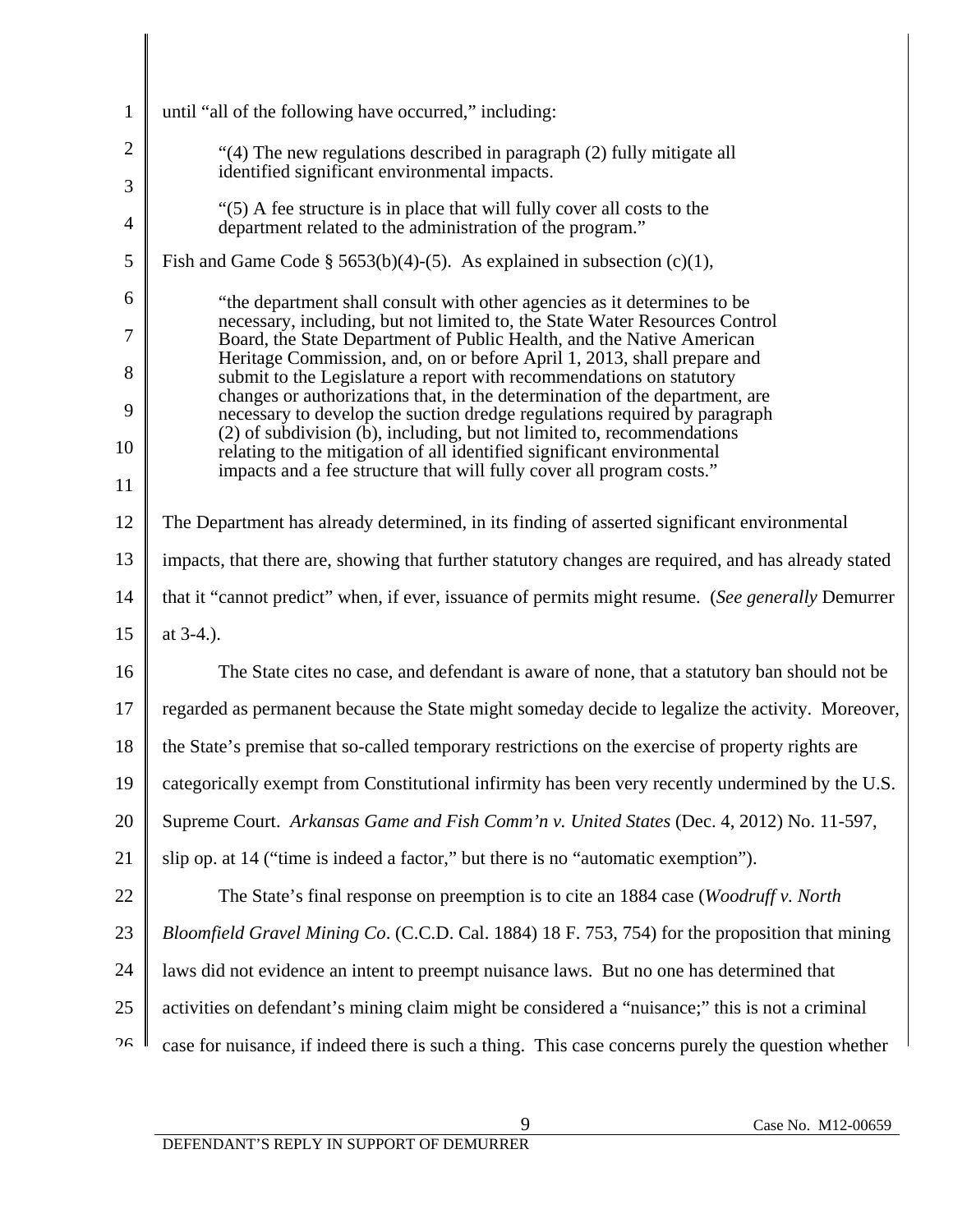until "all of the following have occurred," including:

> "(4) The new regulations described in paragraph (2) fully mitigate all identified significant environmental impacts.
>
> "(5) A fee structure is in place that will fully cover all costs to the department related to the administration of the program."

Fish and Game Code § 5653(b)(4)-(5). As explained in subsection (c)(1),

> "the department shall consult with other agencies as it determines to be necessary, including, but not limited to, the State Water Resources Control Board, the State Department of Public Health, and the Native American Heritage Commission, and, on or before April 1, 2013, shall prepare and submit to the Legislature a report with recommendations on statutory changes or authorizations that, in the determination of the department, are necessary to develop the suction dredge regulations required by paragraph (2) of subdivision (b), including, but not limited to, recommendations relating to the mitigation of all identified significant environmental impacts and a fee structure that will fully cover all program costs."

The Department has already determined, in its finding of asserted significant environmental impacts, that there are, showing that further statutory changes are required, and has already stated that it "cannot predict" when, if ever, issuance of permits might resume. (*See generally* Demurrer at 3-4.).

The State cites no case, and defendant is aware of none, that a statutory ban should not be regarded as permanent because the State might someday decide to legalize the activity. Moreover, the State's premise that so-called temporary restrictions on the exercise of property rights are categorically exempt from Constitutional infirmity has been very recently undermined by the U.S. Supreme Court. *Arkansas Game and Fish Comm'n v. United States* (Dec. 4, 2012) No. 11-597, slip op. at 14 ("time is indeed a factor," but there is no "automatic exemption").

The State's final response on preemption is to cite an 1884 case (*Woodruff v. North Bloomfield Gravel Mining Co*. (C.C.D. Cal. 1884) 18 F. 753, 754) for the proposition that mining laws did not evidence an intent to preempt nuisance laws. But no one has determined that activities on defendant's mining claim might be considered a "nuisance;" this is not a criminal case for nuisance, if indeed there is such a thing. This case concerns purely the question whether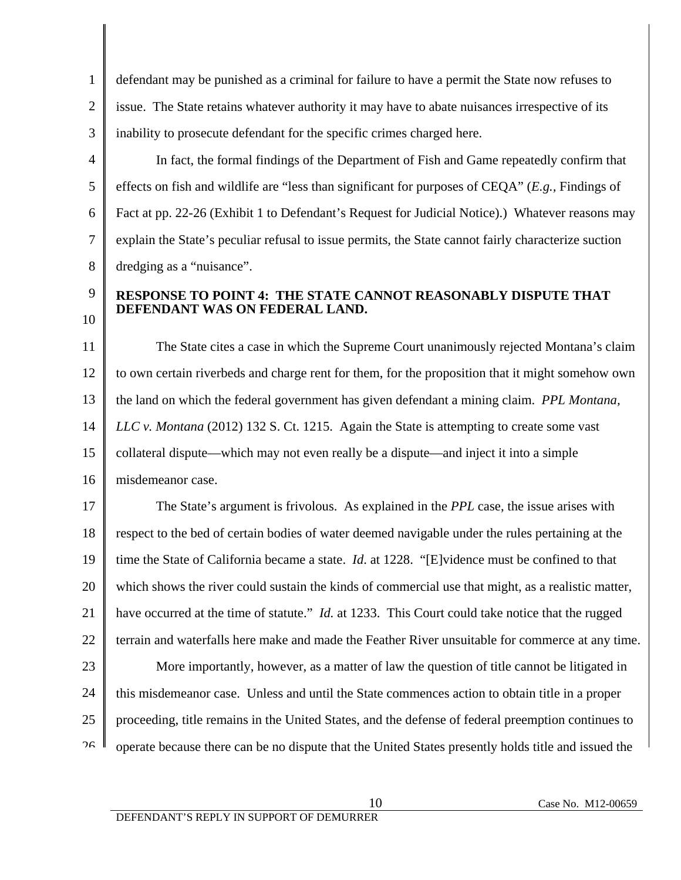defendant may be punished as a criminal for failure to have a permit the State now refuses to issue. The State retains whatever authority it may have to abate nuisances irrespective of its inability to prosecute defendant for the specific crimes charged here.

In fact, the formal findings of the Department of Fish and Game repeatedly confirm that effects on fish and wildlife are "less than significant for purposes of CEQA" (*E.g.,* Findings of Fact at pp. 22-26 (Exhibit 1 to Defendant's Request for Judicial Notice).) Whatever reasons may explain the State's peculiar refusal to issue permits, the State cannot fairly characterize suction dredging as a "nuisance".

**RESPONSE TO POINT 4: THE STATE CANNOT REASONABLY DISPUTE THAT DEFENDANT WAS ON FEDERAL LAND.**

The State cites a case in which the Supreme Court unanimously rejected Montana's claim to own certain riverbeds and charge rent for them, for the proposition that it might somehow own the land on which the federal government has given defendant a mining claim. *PPL Montana, LLC v. Montana* (2012) 132 S. Ct. 1215. Again the State is attempting to create some vast collateral dispute—which may not even really be a dispute—and inject it into a simple misdemeanor case.

The State's argument is frivolous. As explained in the *PPL* case, the issue arises with respect to the bed of certain bodies of water deemed navigable under the rules pertaining at the time the State of California became a state. *Id*. at 1228. "[E]vidence must be confined to that which shows the river could sustain the kinds of commercial use that might, as a realistic matter, have occurred at the time of statute." *Id.* at 1233. This Court could take notice that the rugged terrain and waterfalls here make and made the Feather River unsuitable for commerce at any time.

More importantly, however, as a matter of law the question of title cannot be litigated in this misdemeanor case. Unless and until the State commences action to obtain title in a proper proceeding, title remains in the United States, and the defense of federal preemption continues to operate because there can be no dispute that the United States presently holds title and issued the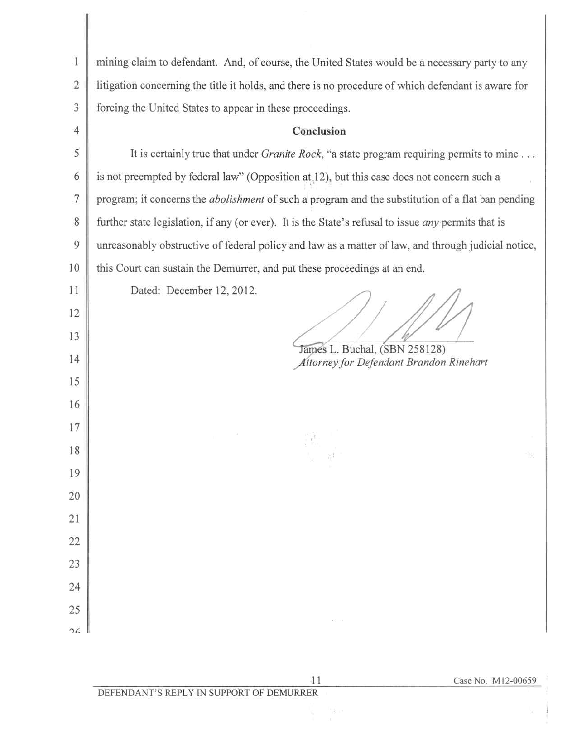mining claim to defendant. And, of course, the United States would be a necessary party to any litigation concerning the title it holds, and there is no procedure of which defendant is aware for forcing the United States to appear in these proceedings.

**Conclusion**

It is certainly true that under *Granite Rock*, "a state program requiring permits to mine . . . is not preempted by federal law" (Opposition at 12), but this case does not concern such a program; it concerns the *abolishment* of such a program and the substitution of a flat ban pending further state legislation, if any (or ever). It is the State's refusal to issue *any* permits that is unreasonably obstructive of federal policy and law as a matter of law, and through judicial notice, this Court can sustain the Demurrer, and put these proceedings at an end.

Dated: December 12, 2012.

James L. Buchal, (SBN 258128)
*Attorney for Defendant Brandon Rinehart*

DEFENDANT'S REPLY IN SUPPORT OF DEMURRER

Case No. M12-00659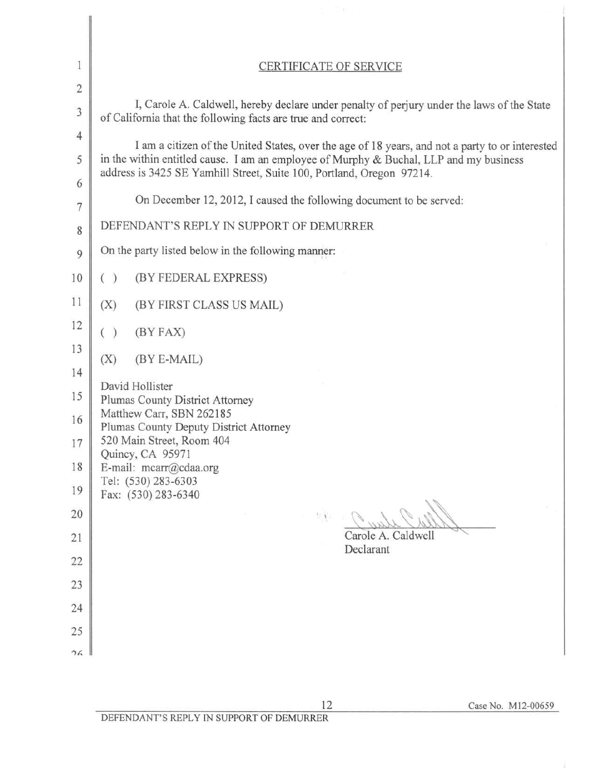## CERTIFICATE OF SERVICE

I, Carole A. Caldwell, hereby declare under penalty of perjury under the laws of the State of California that the following facts are true and correct:

I am a citizen of the United States, over the age of 18 years, and not a party to or interested in the within entitled cause. I am an employee of Murphy & Buchal, LLP and my business address is 3425 SE Yamhill Street, Suite 100, Portland, Oregon 97214.

On December 12, 2012, I caused the following document to be served:

DEFENDANT'S REPLY IN SUPPORT OF DEMURRER

On the party listed below in the following manner:

( ) (BY FEDERAL EXPRESS)

(X) (BY FIRST CLASS US MAIL)

( ) (BY FAX)

(X) (BY E-MAIL)

David Hollister  
Plumas County District Attorney  
Matthew Carr, SBN 262185  
Plumas County Deputy District Attorney  
520 Main Street, Room 404  
Quincy, CA 95971  
E-mail: mcarr@cdaa.org  
Tel: (530) 283-6303  
Fax: (530) 283-6340

Carole A. Caldwell  
Declarant

Case No. M12-00659

DEFENDANT'S REPLY IN SUPPORT OF DEMURRER